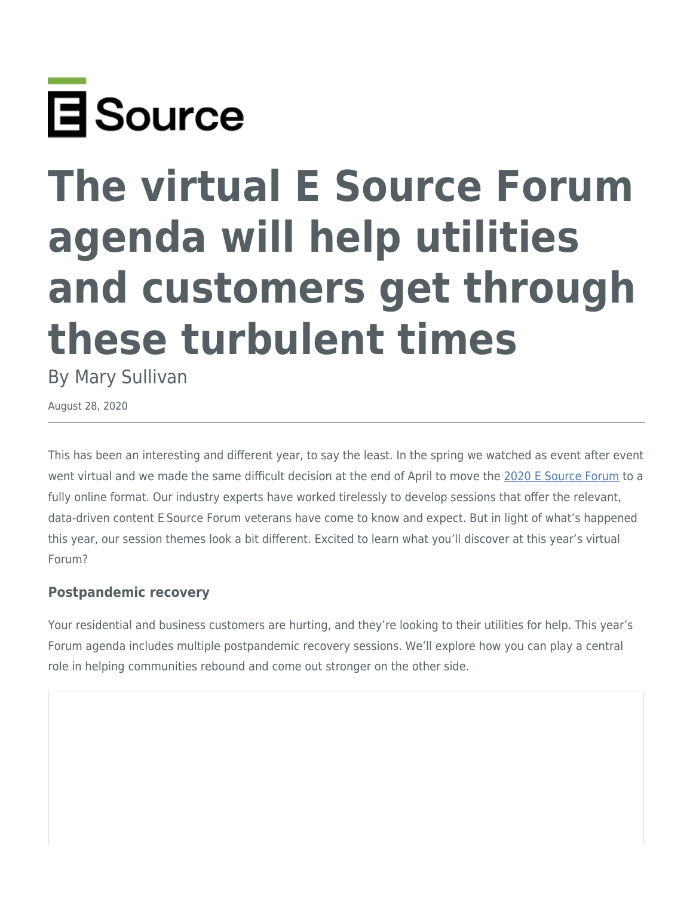# The virtual E Source Forum agenda will help utilities and customers get through these turbulent times

By Mary Sullivan

August 28, 2020

This has been an interesting and different year, to say the least. In the spring we watched as event after event went virtual and we made the same difficult decision at the end of April to move the [2020 E Source Forum](#) to a fully online format. Our industry experts have worked tirelessly to develop sessions that offer the relevant, data-driven content E Source Forum veterans have come to know and expect. But in light of what's happened this year, our session themes look a bit different. Excited to learn what you'll discover at this year's virtual Forum?

### Postpandemic recovery

Your residential and business customers are hurting, and they're looking to their utilities for help. This year's Forum agenda includes multiple postpandemic recovery sessions. We'll explore how you can play a central role in helping communities rebound and come out stronger on the other side.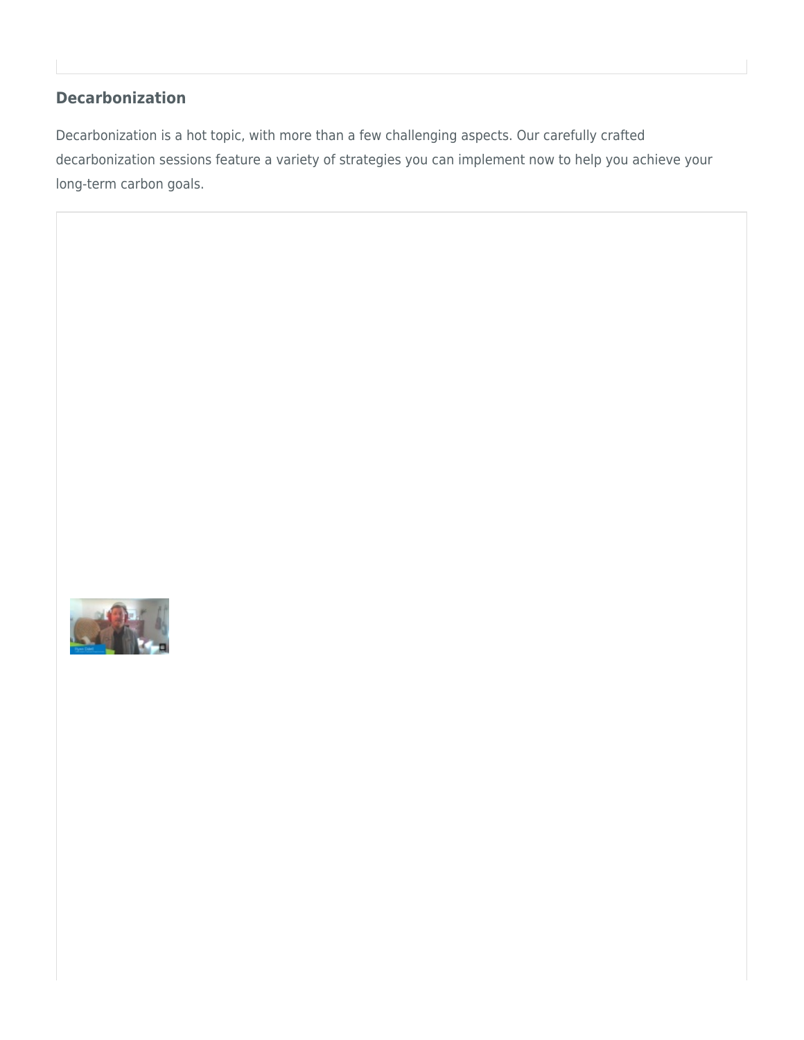## Decarbonization

Decarbonization is a hot topic, with more than a few challenging aspects. Our carefully crafted decarbonization sessions feature a variety of strategies you can implement now to help you achieve your long-term carbon goals.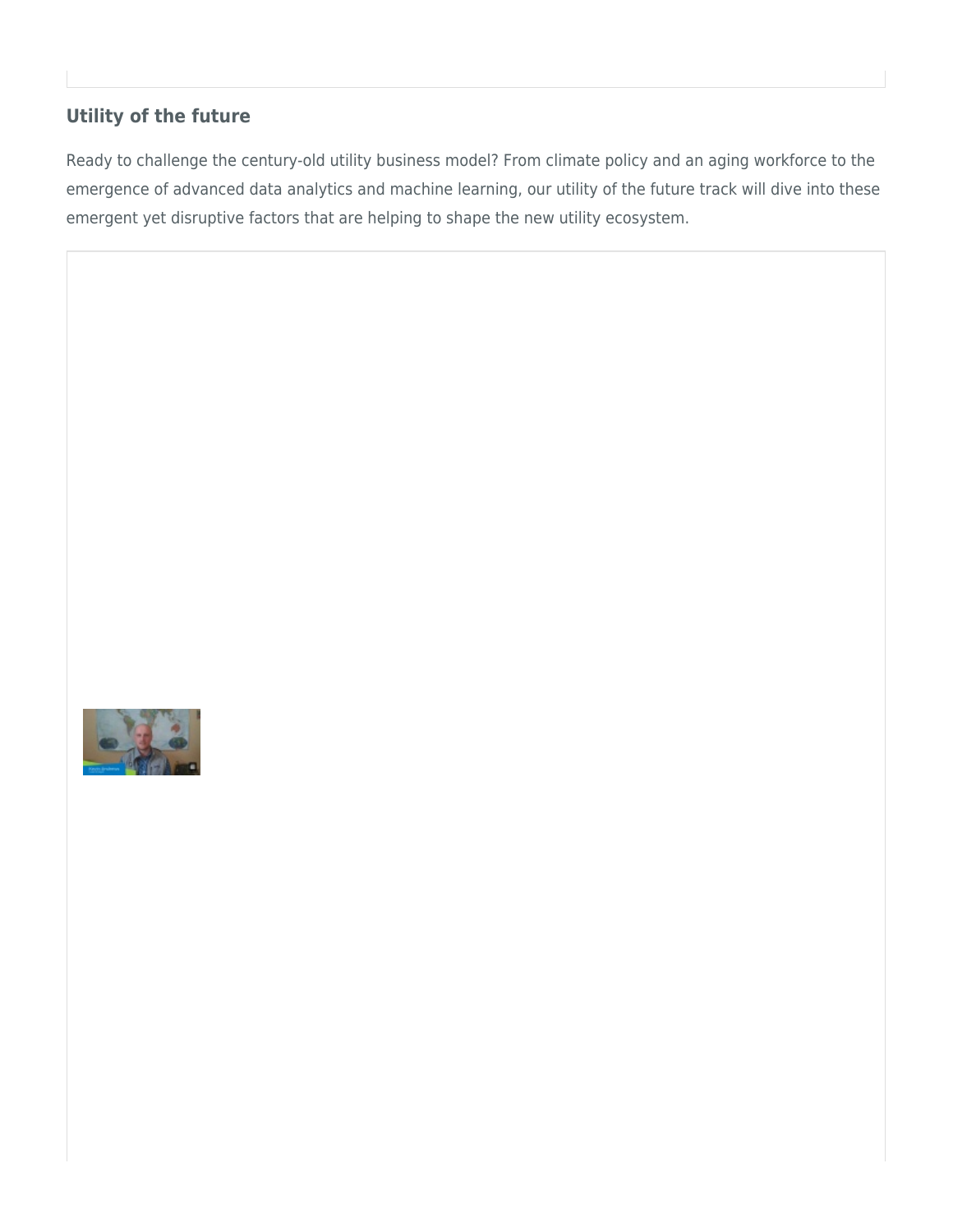## Utility of the future

Ready to challenge the century-old utility business model? From climate policy and an aging workforce to the emergence of advanced data analytics and machine learning, our utility of the future track will dive into these emergent yet disruptive factors that are helping to shape the new utility ecosystem.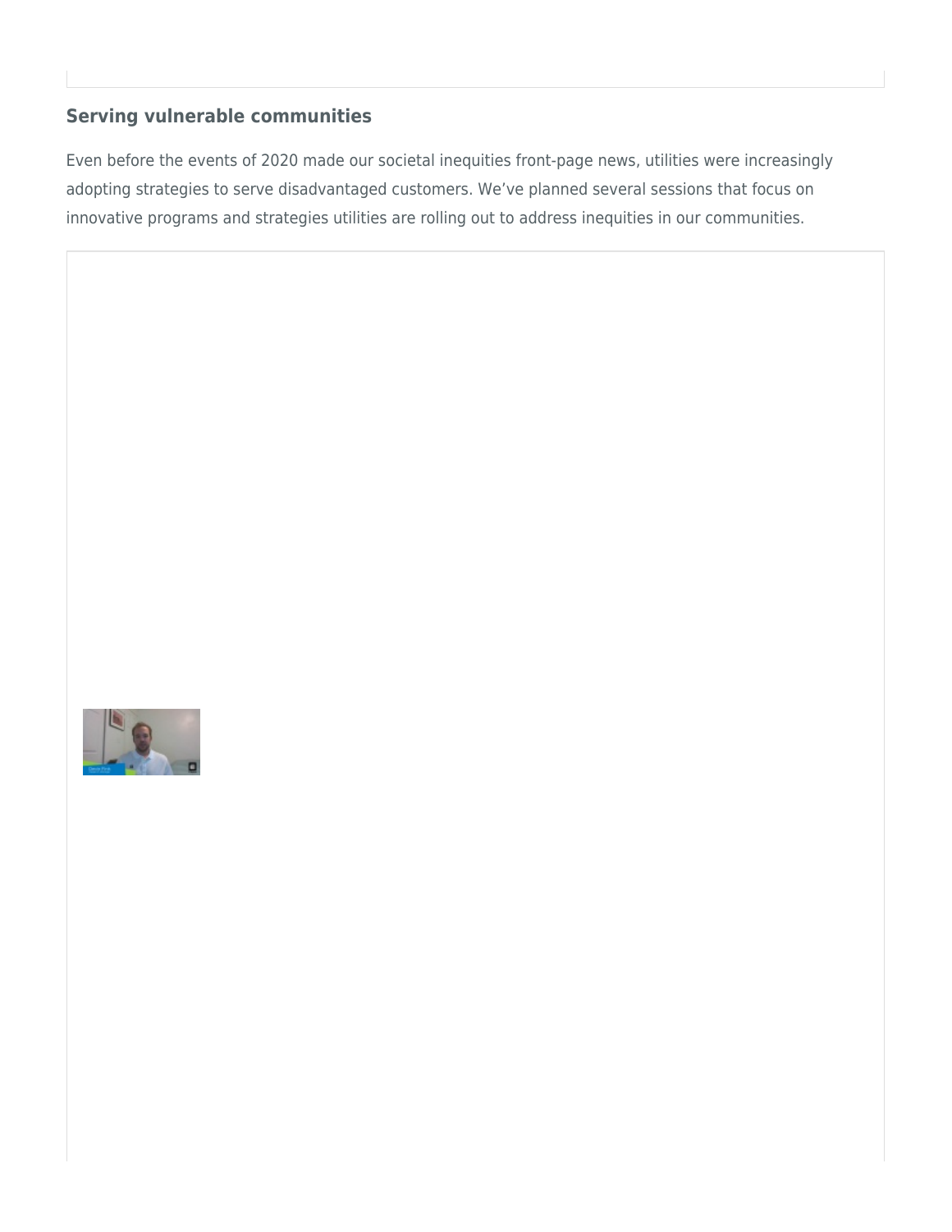## Serving vulnerable communities

Even before the events of 2020 made our societal inequities front-page news, utilities were increasingly adopting strategies to serve disadvantaged customers. We've planned several sessions that focus on innovative programs and strategies utilities are rolling out to address inequities in our communities.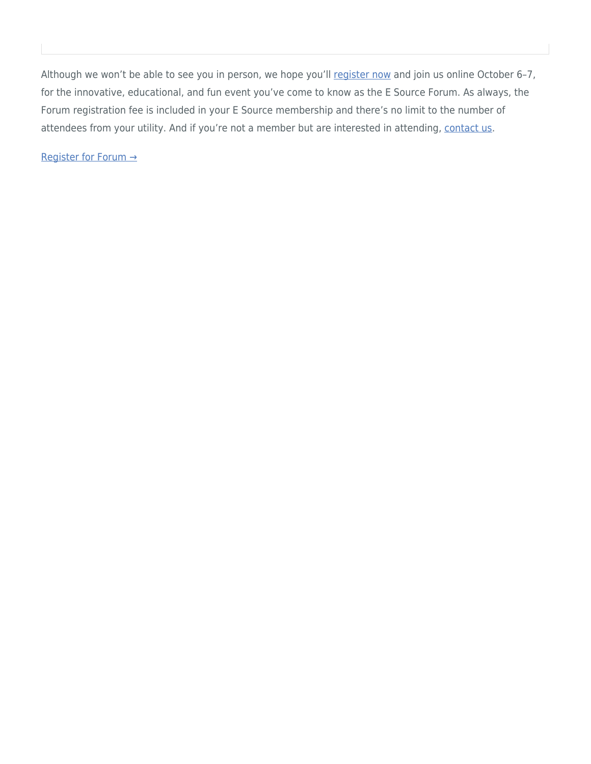Although we won’t be able to see you in person, we hope you’ll register now and join us online October 6–7, for the innovative, educational, and fun event you’ve come to know as the E Source Forum. As always, the Forum registration fee is included in your E Source membership and there’s no limit to the number of attendees from your utility. And if you’re not a member but are interested in attending, contact us.

Register for Forum →